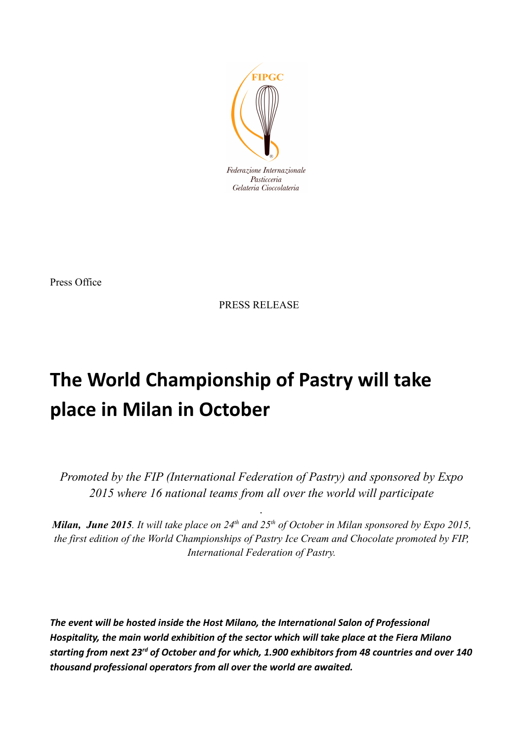FIPGC

Federazione Internazionale Pasticceria Gelateria Cioccolateria

Press Office

PRESS RELEASE

# The World Championship of Pastry will take place in Milan in October

*Promoted by the FIP (International Federation of Pastry) and sponsored by Expo 2015 where 16 national teams from all over the world will participate*

.

***Milan, June 2015****. It will take place on 24th and 25th of October in Milan sponsored by Expo 2015, the first edition of the World Championships of Pastry Ice Cream and Chocolate promoted by FIP, International Federation of Pastry.*

***The event will be hosted inside the Host Milano, the International Salon of Professional Hospitality, the main world exhibition of the sector which will take place at the Fiera Milano starting from next 23rd of October and for which, 1.900 exhibitors from 48 countries and over 140 thousand professional operators from all over the world are awaited.***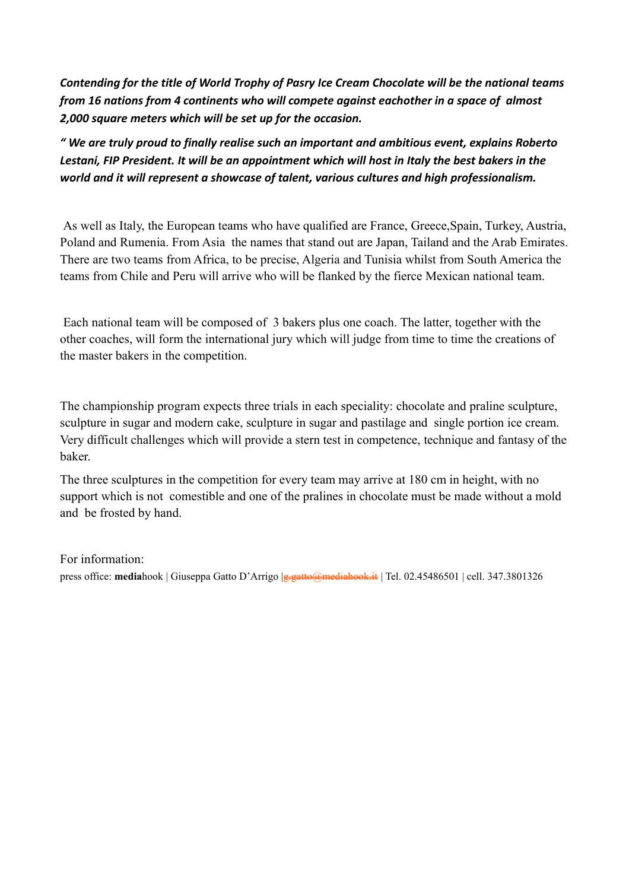***Contending for the title of World Trophy of Pasry Ice Cream Chocolate will be the national teams from 16 nations from 4 continents who will compete against eachother in a space of almost 2,000 square meters which will be set up for the occasion.***

***" We are truly proud to finally realise such an important and ambitious event, explains Roberto Lestani, FIP President. It will be an appointment which will host in Italy the best bakers in the world and it will represent a showcase of talent, various cultures and high professionalism.***

As well as Italy, the European teams who have qualified are France, Greece,Spain, Turkey, Austria, Poland and Rumenia. From Asia the names that stand out are Japan, Tailand and the Arab Emirates. There are two teams from Africa, to be precise, Algeria and Tunisia whilst from South America the teams from Chile and Peru will arrive who will be flanked by the fierce Mexican national team.

Each national team will be composed of 3 bakers plus one coach. The latter, together with the other coaches, will form the international jury which will judge from time to time the creations of the master bakers in the competition.

The championship program expects three trials in each speciality: chocolate and praline sculpture, sculpture in sugar and modern cake, sculpture in sugar and pastilage and single portion ice cream. Very difficult challenges which will provide a stern test in competence, technique and fantasy of the baker.

The three sculptures in the competition for every team may arrive at 180 cm in height, with no support which is not comestible and one of the pralines in chocolate must be made without a mold and be frosted by hand.

For information:

press office: **media**hook | Giuseppa Gatto D'Arrigo |~~g.gatto@mediahook.it~~ | Tel. 02.45486501 | cell. 347.3801326